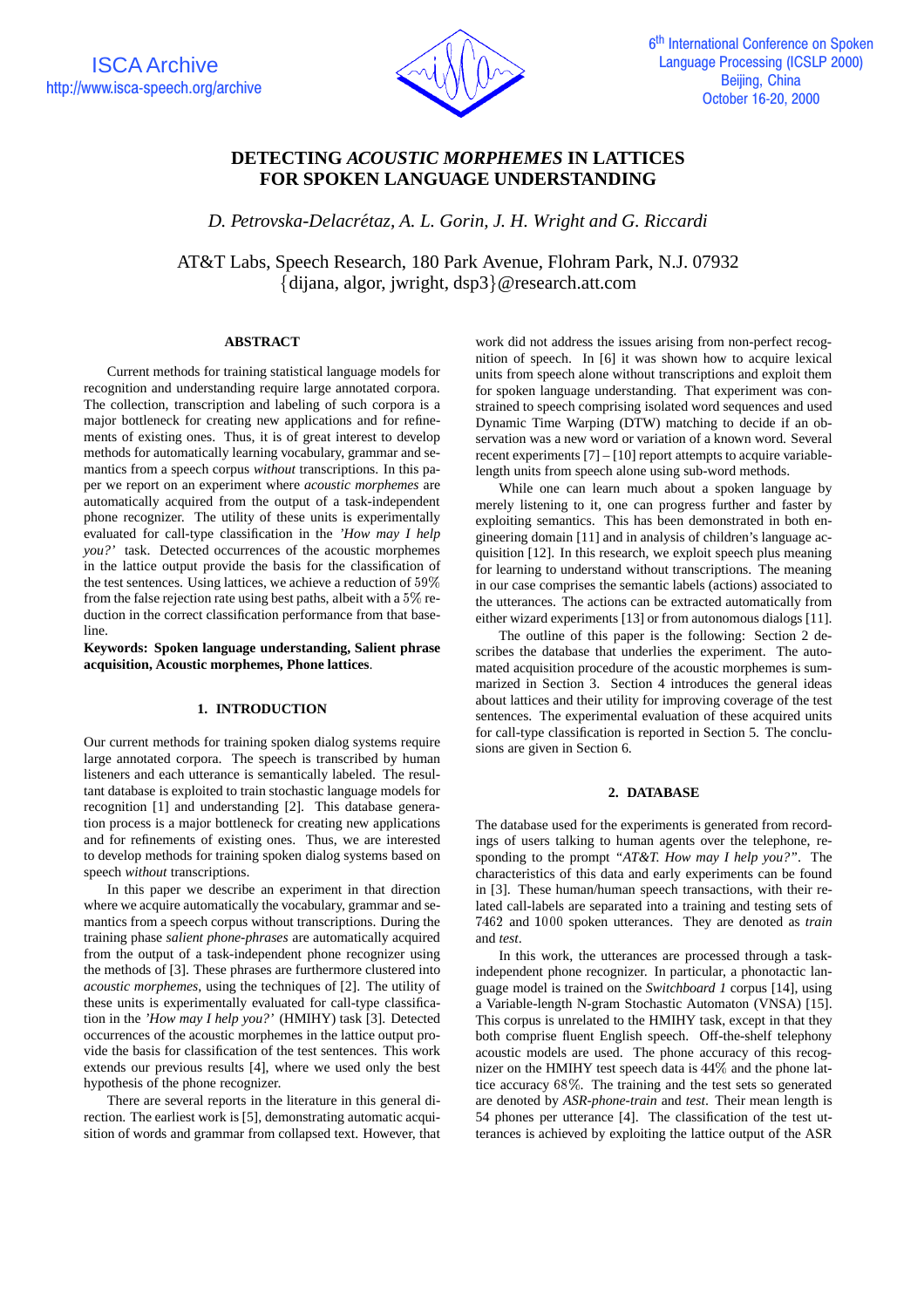# DETECTING *ACOUSTIC MORPHEMES* IN LATTICES FOR SPOKEN LANGUAGE UNDERSTANDING

*D. Petrovska-Delacrétaz, A. L. Gorin, J. H. Wright and G. Riccardi*

AT&T Labs, Speech Research, 180 Park Avenue, Flohram Park, N.J. 07932
{dijana, algor, jwright, dsp3}@research.att.com

## ABSTRACT

Current methods for training statistical language models for recognition and understanding require large annotated corpora. The collection, transcription and labeling of such corpora is a major bottleneck for creating new applications and for refinements of existing ones. Thus, it is of great interest to develop methods for automatically learning vocabulary, grammar and semantics from a speech corpus *without* transcriptions. In this paper we report on an experiment where *acoustic morphemes* are automatically acquired from the output of a task-independent phone recognizer. The utility of these units is experimentally evaluated for call-type classification in the *'How may I help you?'* task. Detected occurrences of the acoustic morphemes in the lattice output provide the basis for the classification of the test sentences. Using lattices, we achieve a reduction of $59\%$ from the false rejection rate using best paths, albeit with a $5\%$ reduction in the correct classification performance from that baseline.

**Keywords: Spoken language understanding, Salient phrase acquisition, Acoustic morphemes, Phone lattices**.

## 1. INTRODUCTION

Our current methods for training spoken dialog systems require large annotated corpora. The speech is transcribed by human listeners and each utterance is semantically labeled. The resultant database is exploited to train stochastic language models for recognition [1] and understanding [2]. This database generation process is a major bottleneck for creating new applications and for refinements of existing ones. Thus, we are interested to develop methods for training spoken dialog systems based on speech *without* transcriptions.

In this paper we describe an experiment in that direction where we acquire automatically the vocabulary, grammar and semantics from a speech corpus without transcriptions. During the training phase *salient phone-phrases* are automatically acquired from the output of a task-independent phone recognizer using the methods of [3]. These phrases are furthermore clustered into *acoustic morphemes*, using the techniques of [2]. The utility of these units is experimentally evaluated for call-type classification in the *'How may I help you?'* (HMIHY) task [3]. Detected occurrences of the acoustic morphemes in the lattice output provide the basis for classification of the test sentences. This work extends our previous results [4], where we used only the best hypothesis of the phone recognizer.

There are several reports in the literature in this general direction. The earliest work is [5], demonstrating automatic acquisition of words and grammar from collapsed text. However, that work did not address the issues arising from non-perfect recognition of speech. In [6] it was shown how to acquire lexical units from speech alone without transcriptions and exploit them for spoken language understanding. That experiment was constrained to speech comprising isolated word sequences and used Dynamic Time Warping (DTW) matching to decide if an observation was a new word or variation of a known word. Several recent experiments [7] – [10] report attempts to acquire variable-length units from speech alone using sub-word methods.

While one can learn much about a spoken language by merely listening to it, one can progress further and faster by exploiting semantics. This has been demonstrated in both engineering domain [11] and in analysis of children's language acquisition [12]. In this research, we exploit speech plus meaning for learning to understand without transcriptions. The meaning in our case comprises the semantic labels (actions) associated to the utterances. The actions can be extracted automatically from either wizard experiments [13] or from autonomous dialogs [11].

The outline of this paper is the following: Section 2 describes the database that underlies the experiment. The automated acquisition procedure of the acoustic morphemes is summarized in Section 3. Section 4 introduces the general ideas about lattices and their utility for improving coverage of the test sentences. The experimental evaluation of these acquired units for call-type classification is reported in Section 5. The conclusions are given in Section 6.

## 2. DATABASE

The database used for the experiments is generated from recordings of users talking to human agents over the telephone, responding to the prompt *"AT&T. How may I help you?"*. The characteristics of this data and early experiments can be found in [3]. These human/human speech transactions, with their related call-labels are separated into a training and testing sets of $7462$ and $1000$ spoken utterances. They are denoted as *train* and *test*.

In this work, the utterances are processed through a task-independent phone recognizer. In particular, a phonotactic language model is trained on the *Switchboard 1* corpus [14], using a Variable-length N-gram Stochastic Automaton (VNSA) [15]. This corpus is unrelated to the HMIHY task, except in that they both comprise fluent English speech. Off-the-shelf telephony acoustic models are used. The phone accuracy of this recognizer on the HMIHY test speech data is $44\%$ and the phone lattice accuracy $68\%$. The training and the test sets so generated are denoted by *ASR-phone-train* and *test*. Their mean length is 54 phones per utterance [4]. The classification of the test utterances is achieved by exploiting the lattice output of the ASR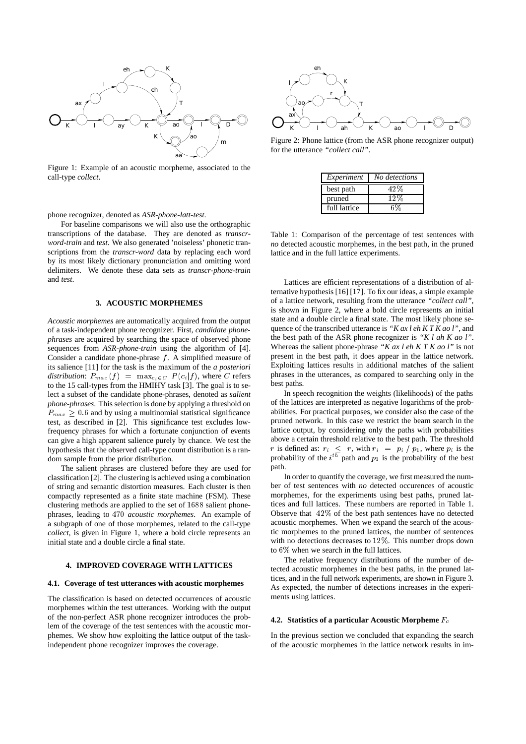Figure 1: Example of an acoustic morpheme, associated to the call-type *collect*.

phone recognizer, denoted as *ASR-phone-latt-test*.

For baseline comparisons we will also use the orthographic transcriptions of the database. They are denoted as *transcr-word-train* and *test*. We also generated 'noiseless' phonetic transcriptions from the *transcr-word* data by replacing each word by its most likely dictionary pronunciation and omitting word delimiters. We denote these data sets as *transcr-phone-train* and *test*.

### 3. ACOUSTIC MORPHEMES

*Acoustic morphemes* are automatically acquired from the output of a task-independent phone recognizer. First, *candidate phone-phrases* are acquired by searching the space of observed phone sequences from *ASR-phone-train* using the algorithm of [4]. Consider a candidate phone-phrase $f$. A simplified measure of its salience [11] for the task is the maximum of the *a posteriori distribution*: $P_{max}(f) = \max_{c_i \in C} P(c_i|f)$, where $C$ refers to the 15 call-types from the HMIHY task [3]. The goal is to select a subset of the candidate phone-phrases, denoted as *salient phone-phrases*. This selection is done by applying a threshold on $P_{max} \geq 0.6$ and by using a multinomial statistical significance test, as described in [2]. This significance test excludes low-frequency phrases for which a fortunate conjunction of events can give a high apparent salience purely by chance. We test the hypothesis that the observed call-type count distribution is a random sample from the prior distribution.

The salient phrases are clustered before they are used for classification [2]. The clustering is achieved using a combination of string and semantic distortion measures. Each cluster is then compactly represented as a finite state machine (FSM). These clustering methods are applied to the set of $1688$ salient phone-phrases, leading to $470$ *acoustic morphemes*. An example of a subgraph of one of those morphemes, related to the call-type *collect*, is given in Figure 1, where a bold circle represents an initial state and a double circle a final state.

### 4. IMPROVED COVERAGE WITH LATTICES

#### 4.1. Coverage of test utterances with acoustic morphemes

The classification is based on detected occurrences of acoustic morphemes within the test utterances. Working with the output of the non-perfect ASR phone recognizer introduces the problem of the coverage of the test sentences with the acoustic morphemes. We show how exploiting the lattice output of the task-independent phone recognizer improves the coverage.

Figure 2: Phone lattice (from the ASR phone recognizer output) for the utterance *"collect call"*.

| *Experiment* | *No detections* |
|---|---|
| best path | $42\%$ |
| pruned | $12\%$ |
| full lattice | $6\%$ |

Table 1: Comparison of the percentage of test sentences with *no* detected acoustic morphemes, in the best path, in the pruned lattice and in the full lattice experiments.

Lattices are efficient representations of a distribution of alternative hypothesis [16] [17]. To fix our ideas, a simple example of a lattice network, resulting from the utterance *"collect call"*, is shown in Figure 2, where a bold circle represents an initial state and a double circle a final state. The most likely phone sequence of the transcribed utterance is *"K ax l eh K T K ao l"*, and the best path of the ASR phone recognizer is *"K l ah K ao l"*. Whereas the salient phone-phrase *"K ax l eh K T K ao l"* is not present in the best path, it does appear in the lattice network. Exploiting lattices results in additional matches of the salient phrases in the utterances, as compared to searching only in the best paths.

In speech recognition the weights (likelihoods) of the paths of the lattices are interpreted as negative logarithms of the probabilities. For practical purposes, we consider also the case of the pruned network. In this case we restrict the beam search in the lattice output, by considering only the paths with probabilities above a certain threshold relative to the best path. The threshold $r$ is defined as: $r_i \leq r$, with $r_i = p_i / p_1$, where $p_i$ is the probability of the $i^{th}$ path and $p_1$ is the probability of the best path.

In order to quantify the coverage, we first measured the number of test sentences with *no* detected occurences of acoustic morphemes, for the experiments using best paths, pruned lattices and full lattices. These numbers are reported in Table 1. Observe that $42\%$ of the best path sentences have no detected acoustic morphemes. When we expand the search of the acoustic morphemes to the pruned lattices, the number of sentences with no detections decreases to $12\%$. This number drops down to $6\%$ when we search in the full lattices.

The relative frequency distributions of the number of detected acoustic morphemes in the best paths, in the pruned lattices, and in the full network experiments, are shown in Figure 3. As expected, the number of detections increases in the experiments using lattices.

#### 4.2. Statistics of a particular Acoustic Morpheme $F_c$

In the previous section we concluded that expanding the search of the acoustic morphemes in the lattice network results in im-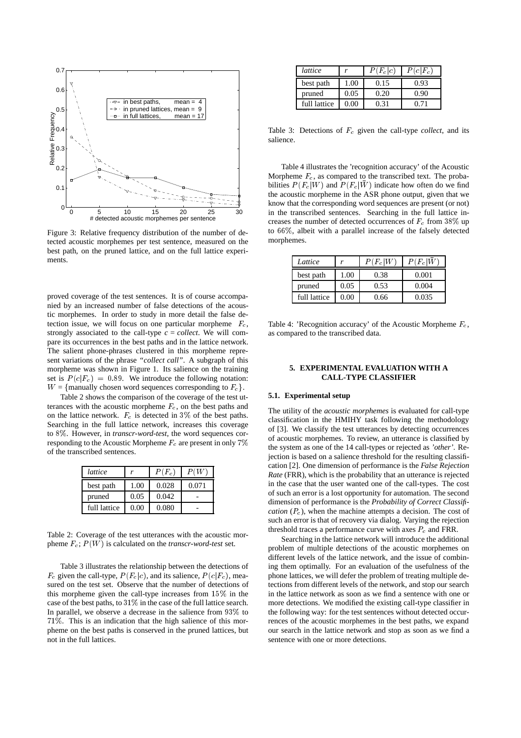Figure 3: Relative frequency distribution of the number of detected acoustic morphemes per test sentence, measured on the best path, on the pruned lattice, and on the full lattice experiments.

proved coverage of the test sentences. It is of course accompanied by an increased number of false detections of the acoustic morphemes. In order to study in more detail the false detection issue, we will focus on one particular morpheme $F_c$, strongly associated to the call-type *c* = *collect*. We will compare its occurrences in the best paths and in the lattice network. The salient phone-phrases clustered in this morpheme represent variations of the phrase *"collect call"*. A subgraph of this morpheme was shown in Figure 1. Its salience on the training set is $P(c|F_c) = 0.89$. We introduce the following notation: $W$ = {manually chosen word sequences corresponding to $F_c$}.

Table 2 shows the comparison of the coverage of the test utterances with the acoustic morpheme $F_c$, on the best paths and on the lattice network. $F_c$ is detected in 3% of the best paths. Searching in the full lattice network, increases this coverage to 8%. However, in *transcr-word-test*, the word sequences corresponding to the Acoustic Morpheme $F_c$ are present in only 7% of the transcribed sentences.

| *lattice* | *r* | $P(F_c)$ | $P(W)$ |
|---|---|---|---|
| best path | 1.00 | 0.028 | 0.071 |
| pruned | 0.05 | 0.042 | - |
| full lattice | 0.00 | 0.080 | - |

Table 2: Coverage of the test utterances with the acoustic morpheme $F_c$; $P(W)$ is calculated on the *transcr-word-test* set.

Table 3 illustrates the relationship between the detections of $F_c$ given the call-type, $P(F_c|c)$, and its salience, $P(c|F_c)$, measured on the test set. Observe that the number of detections of this morpheme given the call-type increases from 15% in the case of the best paths, to 31% in the case of the full lattice search. In parallel, we observe a decrease in the salience from 93% to 71%. This is an indication that the high salience of this morpheme on the best paths is conserved in the pruned lattices, but not in the full lattices.

| *lattice* | *r* | $P(F_c|c)$ | $P(c|F_c)$ |
|---|---|---|---|
| best path | 1.00 | 0.15 | 0.93 |
| pruned | 0.05 | 0.20 | 0.90 |
| full lattice | 0.00 | 0.31 | 0.71 |

Table 3: Detections of $F_c$ given the call-type *collect*, and its salience.

Table 4 illustrates the 'recognition accuracy' of the Acoustic Morpheme $F_c$, as compared to the transcribed text. The probabilities $P(F_c|W)$ and $P(F_c|\bar{W})$ indicate how often do we find the acoustic morpheme in the ASR phone output, given that we know that the corresponding word sequences are present (or not) in the transcribed sentences. Searching in the full lattice increases the number of detected occurrences of $F_c$ from 38% up to 66%, albeit with a parallel increase of the falsely detected morphemes.

| *Lattice* | *r* | $P(F_c|W)$ | $P(F_c|\bar{W})$ |
|---|---|---|---|
| best path | 1.00 | 0.38 | 0.001 |
| pruned | 0.05 | 0.53 | 0.004 |
| full lattice | 0.00 | 0.66 | 0.035 |

Table 4: 'Recognition accuracy' of the Acoustic Morpheme $F_c$, as compared to the transcribed data.

## 5. EXPERIMENTAL EVALUATION WITH A CALL-TYPE CLASSIFIER

### 5.1. Experimental setup

The utility of the *acoustic morphemes* is evaluated for call-type classification in the HMIHY task following the methodology of [3]. We classify the test utterances by detecting occurrences of acoustic morphemes. To review, an utterance is classified by the system as one of the 14 call-types or rejected as *'other'*. Rejection is based on a salience threshold for the resulting classification [2]. One dimension of performance is the *False Rejection Rate* (FRR), which is the probability that an utterance is rejected in the case that the user wanted one of the call-types. The cost of such an error is a lost opportunity for automation. The second dimension of performance is the *Probability of Correct Classification* ($P_c$), when the machine attempts a decision. The cost of such an error is that of recovery via dialog. Varying the rejection threshold traces a performance curve with axes $P_c$ and FRR.

Searching in the lattice network will introduce the additional problem of multiple detections of the acoustic morphemes on different levels of the lattice network, and the issue of combining them optimally. For an evaluation of the usefulness of the phone lattices, we will defer the problem of treating multiple detections from different levels of the network, and stop our search in the lattice network as soon as we find a sentence with one or more detections. We modified the existing call-type classifier in the following way: for the test sentences without detected occurrences of the acoustic morphemes in the best paths, we expand our search in the lattice network and stop as soon as we find a sentence with one or more detections.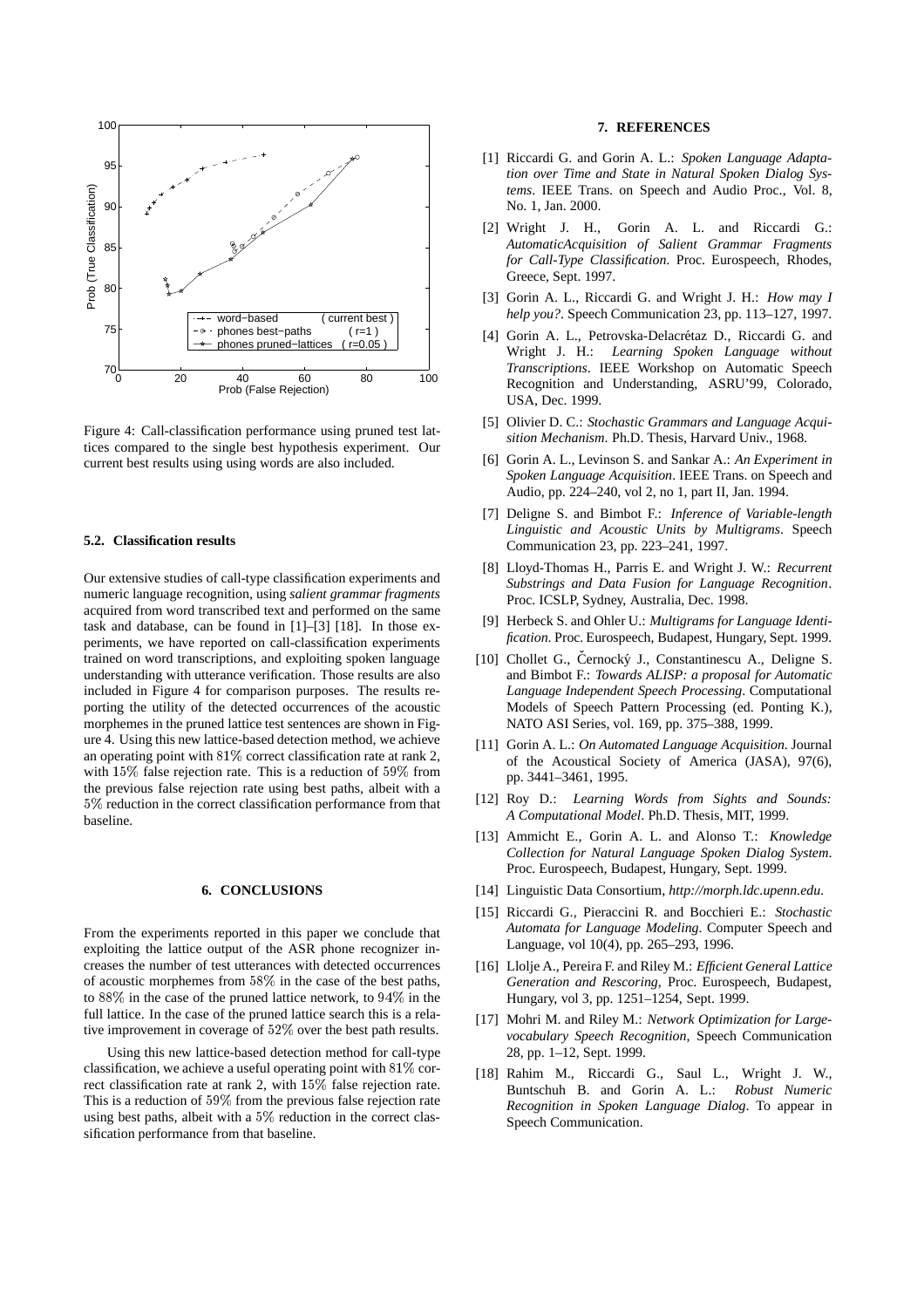100
95
90
85
80
75
70
0 20 40 60 80 100
Prob (True Classification)
Prob (False Rejection)
word−based ( current best )
phones best−paths ( r=1 )
phones pruned−lattices ( r=0.05 )

Figure 4: Call-classification performance using pruned test lattices compared to the single best hypothesis experiment. Our current best results using using words are also included.

### 5.2. Classification results

Our extensive studies of call-type classification experiments and numeric language recognition, using *salient grammar fragments* acquired from word transcribed text and performed on the same task and database, can be found in [1]–[3] [18]. In those experiments, we have reported on call-classification experiments trained on word transcriptions, and exploiting spoken language understanding with utterance verification. Those results are also included in Figure 4 for comparison purposes. The results reporting the utility of the detected occurrences of the acoustic morphemes in the pruned lattice test sentences are shown in Figure 4. Using this new lattice-based detection method, we achieve an operating point with $81\%$ correct classification rate at rank 2, with $15\%$ false rejection rate. This is a reduction of $59\%$ from the previous false rejection rate using best paths, albeit with a $5\%$ reduction in the correct classification performance from that baseline.

## 6. CONCLUSIONS

From the experiments reported in this paper we conclude that exploiting the lattice output of the ASR phone recognizer increases the number of test utterances with detected occurrences of acoustic morphemes from $58\%$ in the case of the best paths, to $88\%$ in the case of the pruned lattice network, to $94\%$ in the full lattice. In the case of the pruned lattice search this is a relative improvement in coverage of $52\%$ over the best path results.

Using this new lattice-based detection method for call-type classification, we achieve a useful operating point with $81\%$ correct classification rate at rank 2, with $15\%$ false rejection rate. This is a reduction of $59\%$ from the previous false rejection rate using best paths, albeit with a $5\%$ reduction in the correct classification performance from that baseline.

## 7. REFERENCES

[1] Riccardi G. and Gorin A. L.: *Spoken Language Adaptation over Time and State in Natural Spoken Dialog Systems*. IEEE Trans. on Speech and Audio Proc., Vol. 8, No. 1, Jan. 2000.

[2] Wright J. H., Gorin A. L. and Riccardi G.: *AutomaticAcquisition of Salient Grammar Fragments for Call-Type Classification*. Proc. Eurospeech, Rhodes, Greece, Sept. 1997.

[3] Gorin A. L., Riccardi G. and Wright J. H.: *How may I help you?*. Speech Communication 23, pp. 113–127, 1997.

[4] Gorin A. L., Petrovska-Delacrétaz D., Riccardi G. and Wright J. H.: *Learning Spoken Language without Transcriptions*. IEEE Workshop on Automatic Speech Recognition and Understanding, ASRU'99, Colorado, USA, Dec. 1999.

[5] Olivier D. C.: *Stochastic Grammars and Language Acquisition Mechanism*. Ph.D. Thesis, Harvard Univ., 1968.

[6] Gorin A. L., Levinson S. and Sankar A.: *An Experiment in Spoken Language Acquisition*. IEEE Trans. on Speech and Audio, pp. 224–240, vol 2, no 1, part II, Jan. 1994.

[7] Deligne S. and Bimbot F.: *Inference of Variable-length Linguistic and Acoustic Units by Multigrams*. Speech Communication 23, pp. 223–241, 1997.

[8] Lloyd-Thomas H., Parris E. and Wright J. W.: *Recurrent Substrings and Data Fusion for Language Recognition*. Proc. ICSLP, Sydney, Australia, Dec. 1998.

[9] Herbeck S. and Ohler U.: *Multigrams for Language Identification*. Proc. Eurospeech, Budapest, Hungary, Sept. 1999.

[10] Chollet G., Černocký J., Constantinescu A., Deligne S. and Bimbot F.: *Towards ALISP: a proposal for Automatic Language Independent Speech Processing*. Computational Models of Speech Pattern Processing (ed. Ponting K.), NATO ASI Series, vol. 169, pp. 375–388, 1999.

[11] Gorin A. L.: *On Automated Language Acquisition*. Journal of the Acoustical Society of America (JASA), 97(6), pp. 3441–3461, 1995.

[12] Roy D.: *Learning Words from Sights and Sounds: A Computational Model*. Ph.D. Thesis, MIT, 1999.

[13] Ammicht E., Gorin A. L. and Alonso T.: *Knowledge Collection for Natural Language Spoken Dialog System*. Proc. Eurospeech, Budapest, Hungary, Sept. 1999.

[14] Linguistic Data Consortium, *http://morph.ldc.upenn.edu*.

[15] Riccardi G., Pieraccini R. and Bocchieri E.: *Stochastic Automata for Language Modeling*. Computer Speech and Language, vol 10(4), pp. 265–293, 1996.

[16] Llolje A., Pereira F. and Riley M.: *Efficient General Lattice Generation and Rescoring*, Proc. Eurospeech, Budapest, Hungary, vol 3, pp. 1251–1254, Sept. 1999.

[17] Mohri M. and Riley M.: *Network Optimization for Large-vocabulary Speech Recognition*, Speech Communication 28, pp. 1–12, Sept. 1999.

[18] Rahim M., Riccardi G., Saul L., Wright J. W., Buntschuh B. and Gorin A. L.: *Robust Numeric Recognition in Spoken Language Dialog*. To appear in Speech Communication.